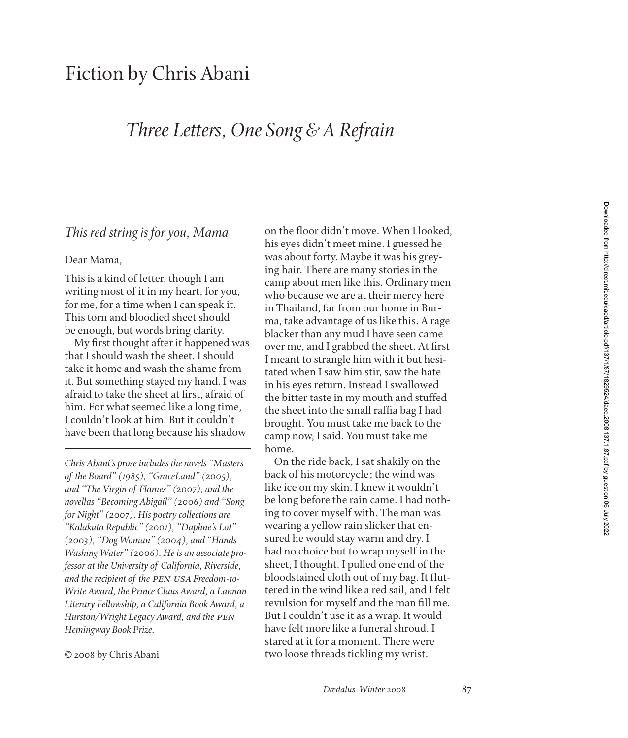# Fiction by Chris Abani

## *Three Letters, One Song & A Refrain*

### *This red string is for you, Mama*

Dear Mama,

This is a kind of letter, though I am writing most of it in my heart, for you, for me, for a time when I can speak it. This torn and bloodied sheet should be enough, but words bring clarity.

My first thought after it happened was that I should wash the sheet. I should take it home and wash the shame from it. But something stayed my hand. I was afraid to take the sheet at first, afraid of him. For what seemed like a long time, I couldn't look at him. But it couldn't have been that long because his shadow on the floor didn't move. When I looked, his eyes didn't meet mine. I guessed he was about forty. Maybe it was his greying hair. There are many stories in the camp about men like this. Ordinary men who because we are at their mercy here in Thailand, far from our home in Burma, take advantage of us like this. A rage blacker than any mud I have seen came over me, and I grabbed the sheet. At first I meant to strangle him with it but hesitated when I saw him stir, saw the hate in his eyes return. Instead I swallowed the bitter taste in my mouth and stuffed the sheet into the small raffia bag I had brought. You must take me back to the camp now, I said. You must take me home.

On the ride back, I sat shakily on the back of his motorcycle; the wind was like ice on my skin. I knew it wouldn't be long before the rain came. I had nothing to cover myself with. The man was wearing a yellow rain slicker that ensured he would stay warm and dry. I had no choice but to wrap myself in the sheet, I thought. I pulled one end of the bloodstained cloth out of my bag. It fluttered in the wind like a red sail, and I felt revulsion for myself and the man fill me. But I couldn't use it as a wrap. It would have felt more like a funeral shroud. I stared at it for a moment. There were two loose threads tickling my wrist.

---

*Chris Abani's prose includes the novels "Masters of the Board" (1985), "GraceLand" (2005), and "The Virgin of Flames" (2007), and the novellas "Becoming Abigail" (2006) and "Song for Night" (2007). His poetry collections are "Kalakuta Republic" (2001), "Daphne's Lot" (2003), "Dog Woman" (2004), and "Hands Washing Water" (2006). He is an associate professor at the University of California, Riverside, and the recipient of the PEN USA Freedom-to-Write Award, the Prince Claus Award, a Lannan Literary Fellowship, a California Book Award, a Hurston/Wright Legacy Award, and the PEN Hemingway Book Prize.*

---

© 2008 by Chris Abani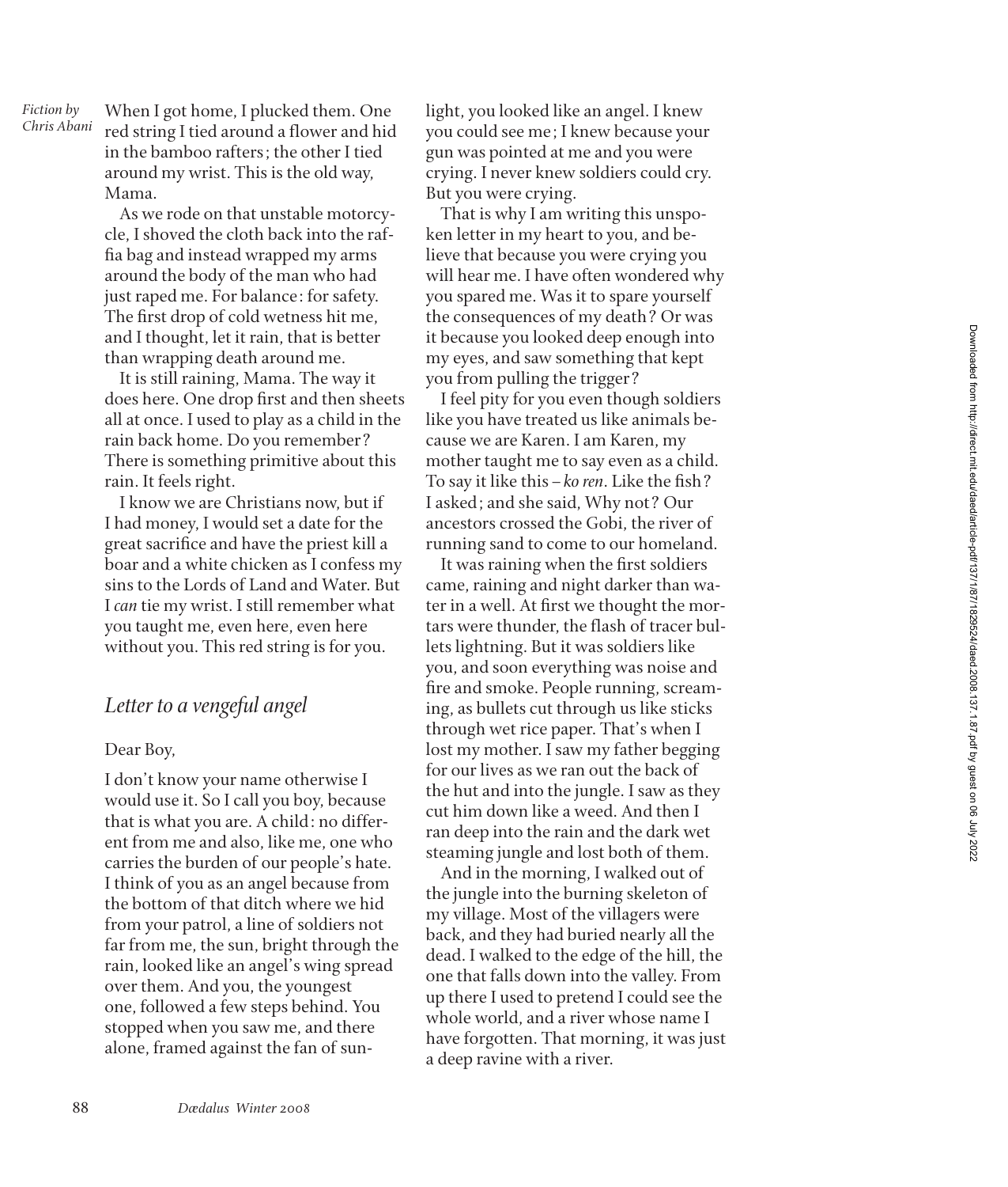When I got home, I plucked them. One red string I tied around a flower and hid in the bamboo rafters; the other I tied around my wrist. This is the old way, Mama.

As we rode on that unstable motorcycle, I shoved the cloth back into the raffia bag and instead wrapped my arms around the body of the man who had just raped me. For balance: for safety. The first drop of cold wetness hit me, and I thought, let it rain, that is better than wrapping death around me.

It is still raining, Mama. The way it does here. One drop first and then sheets all at once. I used to play as a child in the rain back home. Do you remember? There is something primitive about this rain. It feels right.

I know we are Christians now, but if I had money, I would set a date for the great sacrifice and have the priest kill a boar and a white chicken as I confess my sins to the Lords of Land and Water. But I *can* tie my wrist. I still remember what you taught me, even here, even here without you. This red string is for you.

## *Letter to a vengeful angel*

Dear Boy,

I don't know your name otherwise I would use it. So I call you boy, because that is what you are. A child: no different from me and also, like me, one who carries the burden of our people's hate. I think of you as an angel because from the bottom of that ditch where we hid from your patrol, a line of soldiers not far from me, the sun, bright through the rain, looked like an angel's wing spread over them. And you, the youngest one, followed a few steps behind. You stopped when you saw me, and there alone, framed against the fan of sunlight, you looked like an angel. I knew you could see me; I knew because your gun was pointed at me and you were crying. I never knew soldiers could cry. But you were crying.

That is why I am writing this unspoken letter in my heart to you, and believe that because you were crying you will hear me. I have often wondered why you spared me. Was it to spare yourself the consequences of my death? Or was it because you looked deep enough into my eyes, and saw something that kept you from pulling the trigger?

I feel pity for you even though soldiers like you have treated us like animals because we are Karen. I am Karen, my mother taught me to say even as a child. To say it like this – *ko ren*. Like the fish? I asked; and she said, Why not? Our ancestors crossed the Gobi, the river of running sand to come to our homeland.

It was raining when the first soldiers came, raining and night darker than water in a well. At first we thought the mortars were thunder, the flash of tracer bullets lightning. But it was soldiers like you, and soon everything was noise and fire and smoke. People running, screaming, as bullets cut through us like sticks through wet rice paper. That's when I lost my mother. I saw my father begging for our lives as we ran out the back of the hut and into the jungle. I saw as they cut him down like a weed. And then I ran deep into the rain and the dark wet steaming jungle and lost both of them.

And in the morning, I walked out of the jungle into the burning skeleton of my village. Most of the villagers were back, and they had buried nearly all the dead. I walked to the edge of the hill, the one that falls down into the valley. From up there I used to pretend I could see the whole world, and a river whose name I have forgotten. That morning, it was just a deep ravine with a river.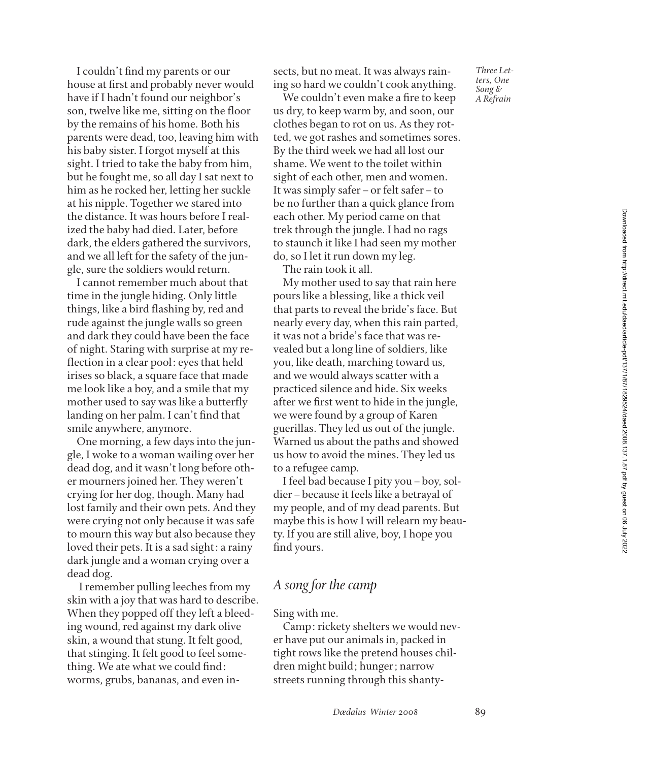I couldn't find my parents or our house at first and probably never would have if I hadn't found our neighbor's son, twelve like me, sitting on the floor by the remains of his home. Both his parents were dead, too, leaving him with his baby sister. I forgot myself at this sight. I tried to take the baby from him, but he fought me, so all day I sat next to him as he rocked her, letting her suckle at his nipple. Together we stared into the distance. It was hours before I realized the baby had died. Later, before dark, the elders gathered the survivors, and we all left for the safety of the jungle, sure the soldiers would return.

I cannot remember much about that time in the jungle hiding. Only little things, like a bird flashing by, red and rude against the jungle walls so green and dark they could have been the face of night. Staring with surprise at my reflection in a clear pool: eyes that held irises so black, a square face that made me look like a boy, and a smile that my mother used to say was like a butterfly landing on her palm. I can't find that smile anywhere, anymore.

One morning, a few days into the jungle, I woke to a woman wailing over her dead dog, and it wasn't long before other mourners joined her. They weren't crying for her dog, though. Many had lost family and their own pets. And they were crying not only because it was safe to mourn this way but also because they loved their pets. It is a sad sight: a rainy dark jungle and a woman crying over a dead dog.

I remember pulling leeches from my skin with a joy that was hard to describe. When they popped off they left a bleeding wound, red against my dark olive skin, a wound that stung. It felt good, that stinging. It felt good to feel something. We ate what we could find: worms, grubs, bananas, and even insects, but no meat. It was always raining so hard we couldn't cook anything.

We couldn't even make a fire to keep us dry, to keep warm by, and soon, our clothes began to rot on us. As they rotted, we got rashes and sometimes sores. By the third week we had all lost our shame. We went to the toilet within sight of each other, men and women. It was simply safer – or felt safer – to be no further than a quick glance from each other. My period came on that trek through the jungle. I had no rags to staunch it like I had seen my mother do, so I let it run down my leg.

The rain took it all.

My mother used to say that rain here pours like a blessing, like a thick veil that parts to reveal the bride's face. But nearly every day, when this rain parted, it was not a bride's face that was revealed but a long line of soldiers, like you, like death, marching toward us, and we would always scatter with a practiced silence and hide. Six weeks after we first went to hide in the jungle, we were found by a group of Karen guerillas. They led us out of the jungle. Warned us about the paths and showed us how to avoid the mines. They led us to a refugee camp.

I feel bad because I pity you – boy, soldier – because it feels like a betrayal of my people, and of my dead parents. But maybe this is how I will relearn my beauty. If you are still alive, boy, I hope you find yours.

## *A song for the camp*

Sing with me.

Camp: rickety shelters we would never have put our animals in, packed in tight rows like the pretend houses children might build; hunger; narrow streets running through this shanty-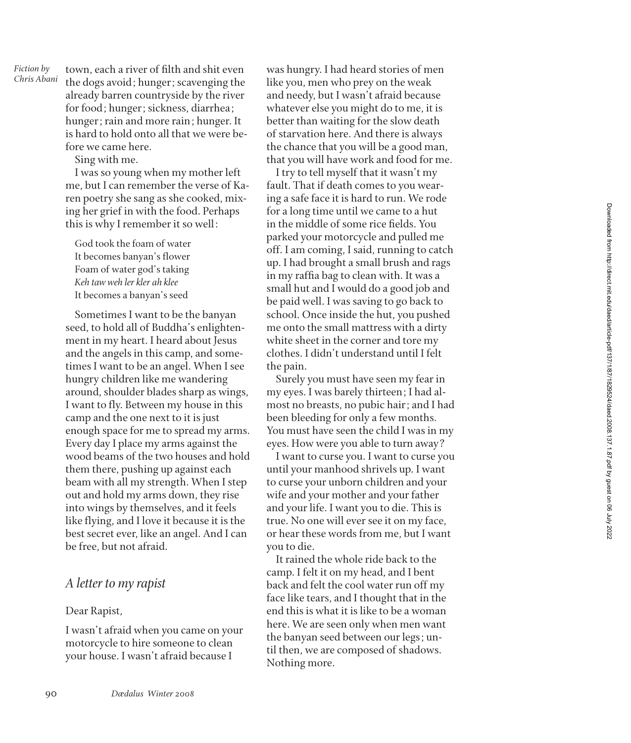town, each a river of filth and shit even the dogs avoid; hunger; scavenging the already barren countryside by the river for food; hunger; sickness, diarrhea; hunger; rain and more rain; hunger. It is hard to hold onto all that we were before we came here.

Sing with me.

I was so young when my mother left me, but I can remember the verse of Karen poetry she sang as she cooked, mixing her grief in with the food. Perhaps this is why I remember it so well:

> God took the foam of water
> It becomes banyan's flower
> Foam of water god's taking
> *Keh taw weh ler kler ah klee*
> It becomes a banyan's seed

Sometimes I want to be the banyan seed, to hold all of Buddha's enlightenment in my heart. I heard about Jesus and the angels in this camp, and sometimes I want to be an angel. When I see hungry children like me wandering around, shoulder blades sharp as wings, I want to fly. Between my house in this camp and the one next to it is just enough space for me to spread my arms. Every day I place my arms against the wood beams of the two houses and hold them there, pushing up against each beam with all my strength. When I step out and hold my arms down, they rise into wings by themselves, and it feels like flying, and I love it because it is the best secret ever, like an angel. And I can be free, but not afraid.

## *A letter to my rapist*

Dear Rapist,

I wasn't afraid when you came on your motorcycle to hire someone to clean your house. I wasn't afraid because I was hungry. I had heard stories of men like you, men who prey on the weak and needy, but I wasn't afraid because whatever else you might do to me, it is better than waiting for the slow death of starvation here. And there is always the chance that you will be a good man, that you will have work and food for me.

I try to tell myself that it wasn't my fault. That if death comes to you wearing a safe face it is hard to run. We rode for a long time until we came to a hut in the middle of some rice fields. You parked your motorcycle and pulled me off. I am coming, I said, running to catch up. I had brought a small brush and rags in my raffia bag to clean with. It was a small hut and I would do a good job and be paid well. I was saving to go back to school. Once inside the hut, you pushed me onto the small mattress with a dirty white sheet in the corner and tore my clothes. I didn't understand until I felt the pain.

Surely you must have seen my fear in my eyes. I was barely thirteen; I had almost no breasts, no pubic hair; and I had been bleeding for only a few months. You must have seen the child I was in my eyes. How were you able to turn away?

I want to curse you. I want to curse you until your manhood shrivels up. I want to curse your unborn children and your wife and your mother and your father and your life. I want you to die. This is true. No one will ever see it on my face, or hear these words from me, but I want you to die.

It rained the whole ride back to the camp. I felt it on my head, and I bent back and felt the cool water run off my face like tears, and I thought that in the end this is what it is like to be a woman here. We are seen only when men want the banyan seed between our legs; until then, we are composed of shadows. Nothing more.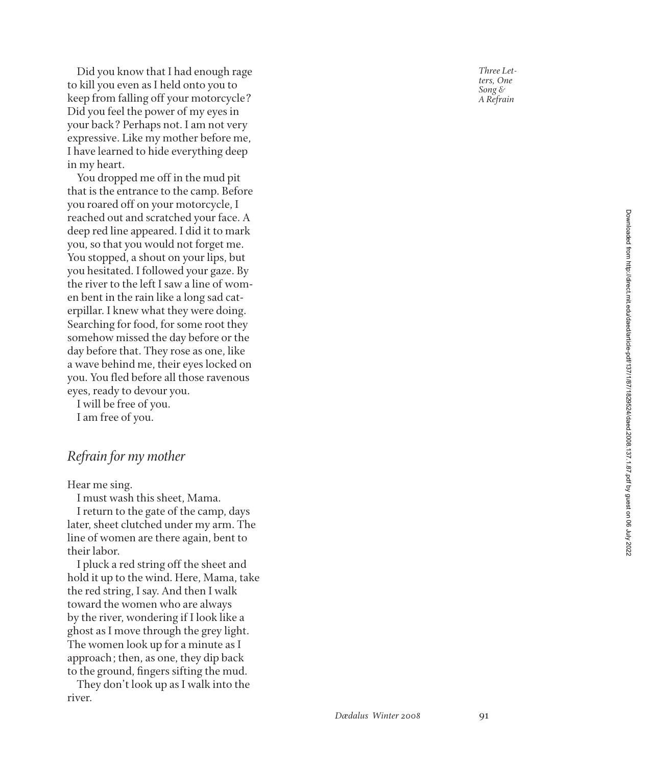Did you know that I had enough rage to kill you even as I held onto you to keep from falling off your motorcycle? Did you feel the power of my eyes in your back? Perhaps not. I am not very expressive. Like my mother before me, I have learned to hide everything deep in my heart.

You dropped me off in the mud pit that is the entrance to the camp. Before you roared off on your motorcycle, I reached out and scratched your face. A deep red line appeared. I did it to mark you, so that you would not forget me. You stopped, a shout on your lips, but you hesitated. I followed your gaze. By the river to the left I saw a line of women bent in the rain like a long sad caterpillar. I knew what they were doing. Searching for food, for some root they somehow missed the day before or the day before that. They rose as one, like a wave behind me, their eyes locked on you. You fled before all those ravenous eyes, ready to devour you.

I will be free of you.

I am free of you.

## *Refrain for my mother*

Hear me sing.

I must wash this sheet, Mama.

I return to the gate of the camp, days later, sheet clutched under my arm. The line of women are there again, bent to their labor.

I pluck a red string off the sheet and hold it up to the wind. Here, Mama, take the red string, I say. And then I walk toward the women who are always by the river, wondering if I look like a ghost as I move through the grey light. The women look up for a minute as I approach; then, as one, they dip back to the ground, fingers sifting the mud.

They don't look up as I walk into the river.